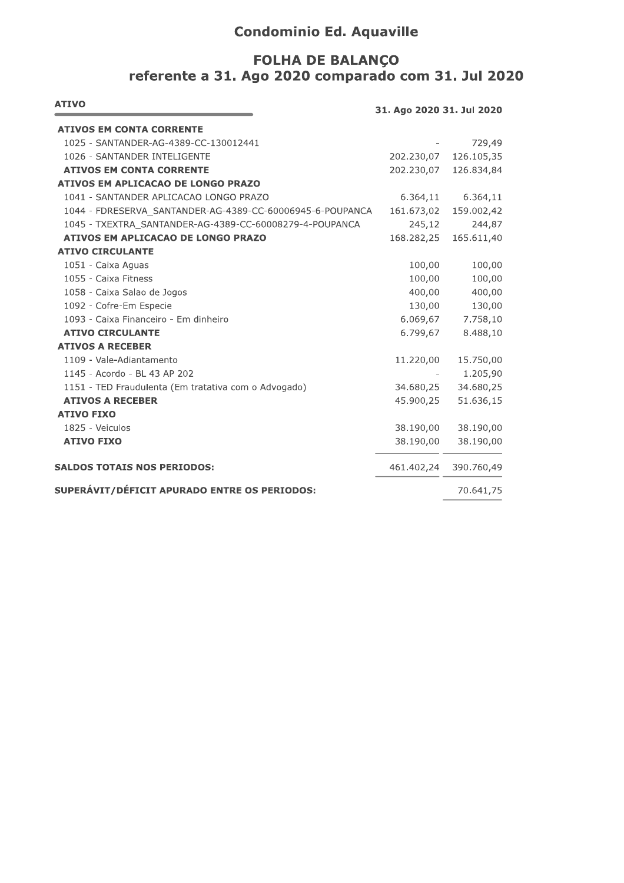# Condominio Ed. Aquaville

## FOLHA DE BALANÇO
## referente a 31. Ago 2020 comparado com 31. Jul 2020

| ATIVO | 31. Ago 2020 | 31. Jul 2020 |
|---|---|---|
| **ATIVOS EM CONTA CORRENTE** | | |
| 1025 - SANTANDER-AG-4389-CC-130012441 | - | 729,49 |
| 1026 - SANTANDER INTELIGENTE | 202.230,07 | 126.105,35 |
| **ATIVOS EM CONTA CORRENTE** | 202.230,07 | 126.834,84 |
| **ATIVOS EM APLICACAO DE LONGO PRAZO** | | |
| 1041 - SANTANDER APLICACAO LONGO PRAZO | 6.364,11 | 6.364,11 |
| 1044 - FDRESERVA_SANTANDER-AG-4389-CC-60006945-6-POUPANCA | 161.673,02 | 159.002,42 |
| 1045 - TXEXTRA_SANTANDER-AG-4389-CC-60008279-4-POUPANCA | 245,12 | 244,87 |
| **ATIVOS EM APLICACAO DE LONGO PRAZO** | 168.282,25 | 165.611,40 |
| **ATIVO CIRCULANTE** | | |
| 1051 - Caixa Aguas | 100,00 | 100,00 |
| 1055 - Caixa Fitness | 100,00 | 100,00 |
| 1058 - Caixa Salao de Jogos | 400,00 | 400,00 |
| 1092 - Cofre-Em Especie | 130,00 | 130,00 |
| 1093 - Caixa Financeiro - Em dinheiro | 6.069,67 | 7.758,10 |
| **ATIVO CIRCULANTE** | 6.799,67 | 8.488,10 |
| **ATIVOS A RECEBER** | | |
| 1109 - Vale-Adiantamento | 11.220,00 | 15.750,00 |
| 1145 - Acordo - BL 43 AP 202 | - | 1.205,90 |
| 1151 - TED Fraudulenta (Em tratativa com o Advogado) | 34.680,25 | 34.680,25 |
| **ATIVOS A RECEBER** | 45.900,25 | 51.636,15 |
| **ATIVO FIXO** | | |
| 1825 - Veiculos | 38.190,00 | 38.190,00 |
| **ATIVO FIXO** | 38.190,00 | 38.190,00 |
| **SALDOS TOTAIS NOS PERIODOS:** | 461.402,24 | 390.760,49 |
| **SUPERÁVIT/DÉFICIT APURADO ENTRE OS PERIODOS:** | | 70.641,75 |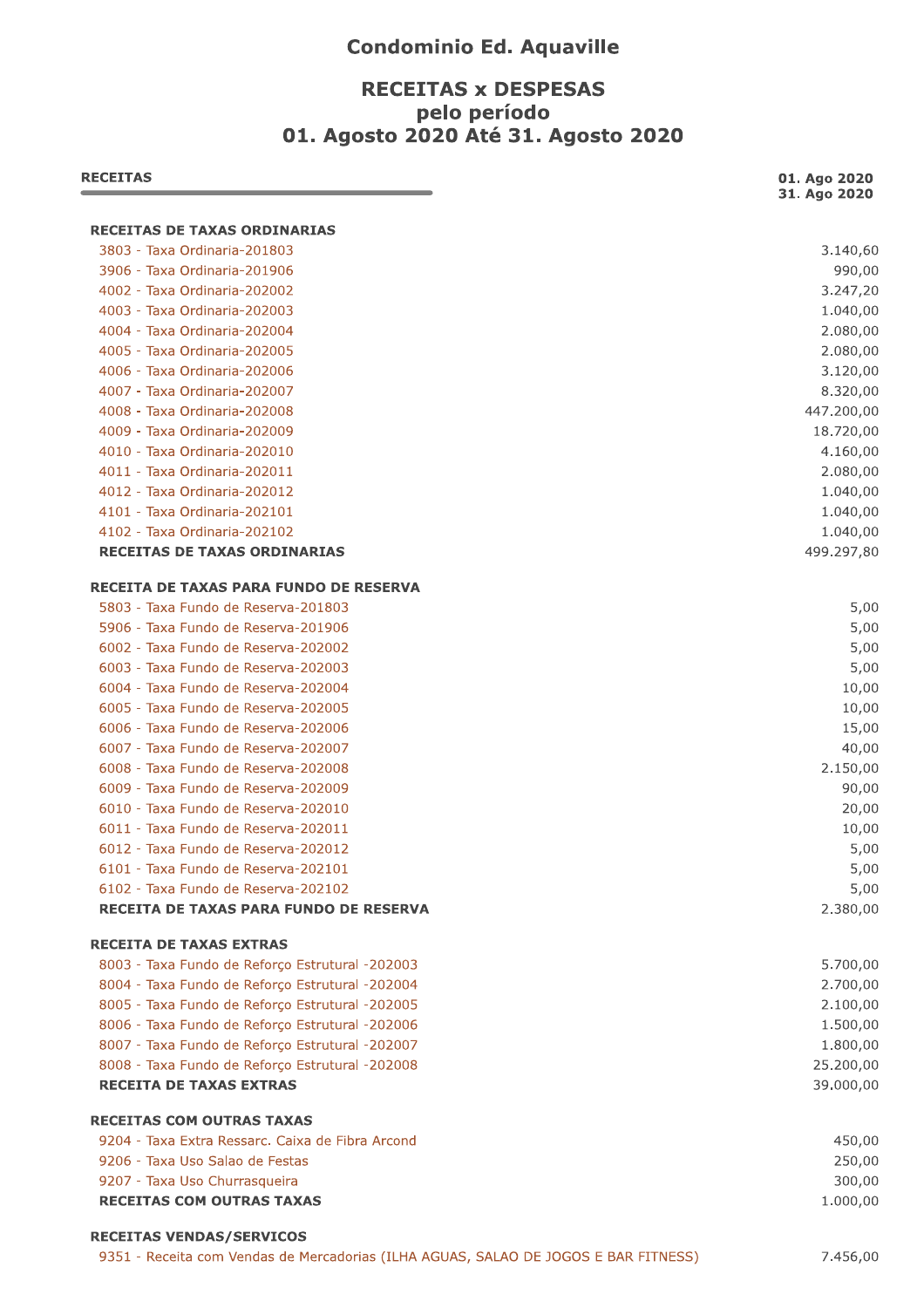# Condominio Ed. Aquaville

## RECEITAS x DESPESAS
## pelo período
## 01. Agosto 2020 Até 31. Agosto 2020

| RECEITAS | 01. Ago 2020<br>31. Ago 2020 |
|---|---|
| **RECEITAS DE TAXAS ORDINARIAS** | |
| 3803 - Taxa Ordinaria-201803 | 3.140,60 |
| 3906 - Taxa Ordinaria-201906 | 990,00 |
| 4002 - Taxa Ordinaria-202002 | 3.247,20 |
| 4003 - Taxa Ordinaria-202003 | 1.040,00 |
| 4004 - Taxa Ordinaria-202004 | 2.080,00 |
| 4005 - Taxa Ordinaria-202005 | 2.080,00 |
| 4006 - Taxa Ordinaria-202006 | 3.120,00 |
| 4007 - Taxa Ordinaria-202007 | 8.320,00 |
| 4008 - Taxa Ordinaria-202008 | 447.200,00 |
| 4009 - Taxa Ordinaria-202009 | 18.720,00 |
| 4010 - Taxa Ordinaria-202010 | 4.160,00 |
| 4011 - Taxa Ordinaria-202011 | 2.080,00 |
| 4012 - Taxa Ordinaria-202012 | 1.040,00 |
| 4101 - Taxa Ordinaria-202101 | 1.040,00 |
| 4102 - Taxa Ordinaria-202102 | 1.040,00 |
| **RECEITAS DE TAXAS ORDINARIAS** | 499.297,80 |
| **RECEITA DE TAXAS PARA FUNDO DE RESERVA** | |
| 5803 - Taxa Fundo de Reserva-201803 | 5,00 |
| 5906 - Taxa Fundo de Reserva-201906 | 5,00 |
| 6002 - Taxa Fundo de Reserva-202002 | 5,00 |
| 6003 - Taxa Fundo de Reserva-202003 | 5,00 |
| 6004 - Taxa Fundo de Reserva-202004 | 10,00 |
| 6005 - Taxa Fundo de Reserva-202005 | 10,00 |
| 6006 - Taxa Fundo de Reserva-202006 | 15,00 |
| 6007 - Taxa Fundo de Reserva-202007 | 40,00 |
| 6008 - Taxa Fundo de Reserva-202008 | 2.150,00 |
| 6009 - Taxa Fundo de Reserva-202009 | 90,00 |
| 6010 - Taxa Fundo de Reserva-202010 | 20,00 |
| 6011 - Taxa Fundo de Reserva-202011 | 10,00 |
| 6012 - Taxa Fundo de Reserva-202012 | 5,00 |
| 6101 - Taxa Fundo de Reserva-202101 | 5,00 |
| 6102 - Taxa Fundo de Reserva-202102 | 5,00 |
| **RECEITA DE TAXAS PARA FUNDO DE RESERVA** | 2.380,00 |
| **RECEITA DE TAXAS EXTRAS** | |
| 8003 - Taxa Fundo de Reforço Estrutural -202003 | 5.700,00 |
| 8004 - Taxa Fundo de Reforço Estrutural -202004 | 2.700,00 |
| 8005 - Taxa Fundo de Reforço Estrutural -202005 | 2.100,00 |
| 8006 - Taxa Fundo de Reforço Estrutural -202006 | 1.500,00 |
| 8007 - Taxa Fundo de Reforço Estrutural -202007 | 1.800,00 |
| 8008 - Taxa Fundo de Reforço Estrutural -202008 | 25.200,00 |
| **RECEITA DE TAXAS EXTRAS** | 39.000,00 |
| **RECEITAS COM OUTRAS TAXAS** | |
| 9204 - Taxa Extra Ressarc. Caixa de Fibra Arcond | 450,00 |
| 9206 - Taxa Uso Salao de Festas | 250,00 |
| 9207 - Taxa Uso Churrasqueira | 300,00 |
| **RECEITAS COM OUTRAS TAXAS** | 1.000,00 |
| **RECEITAS VENDAS/SERVICOS** | |
| 9351 - Receita com Vendas de Mercadorias (ILHA AGUAS, SALAO DE JOGOS E BAR FITNESS) | 7.456,00 |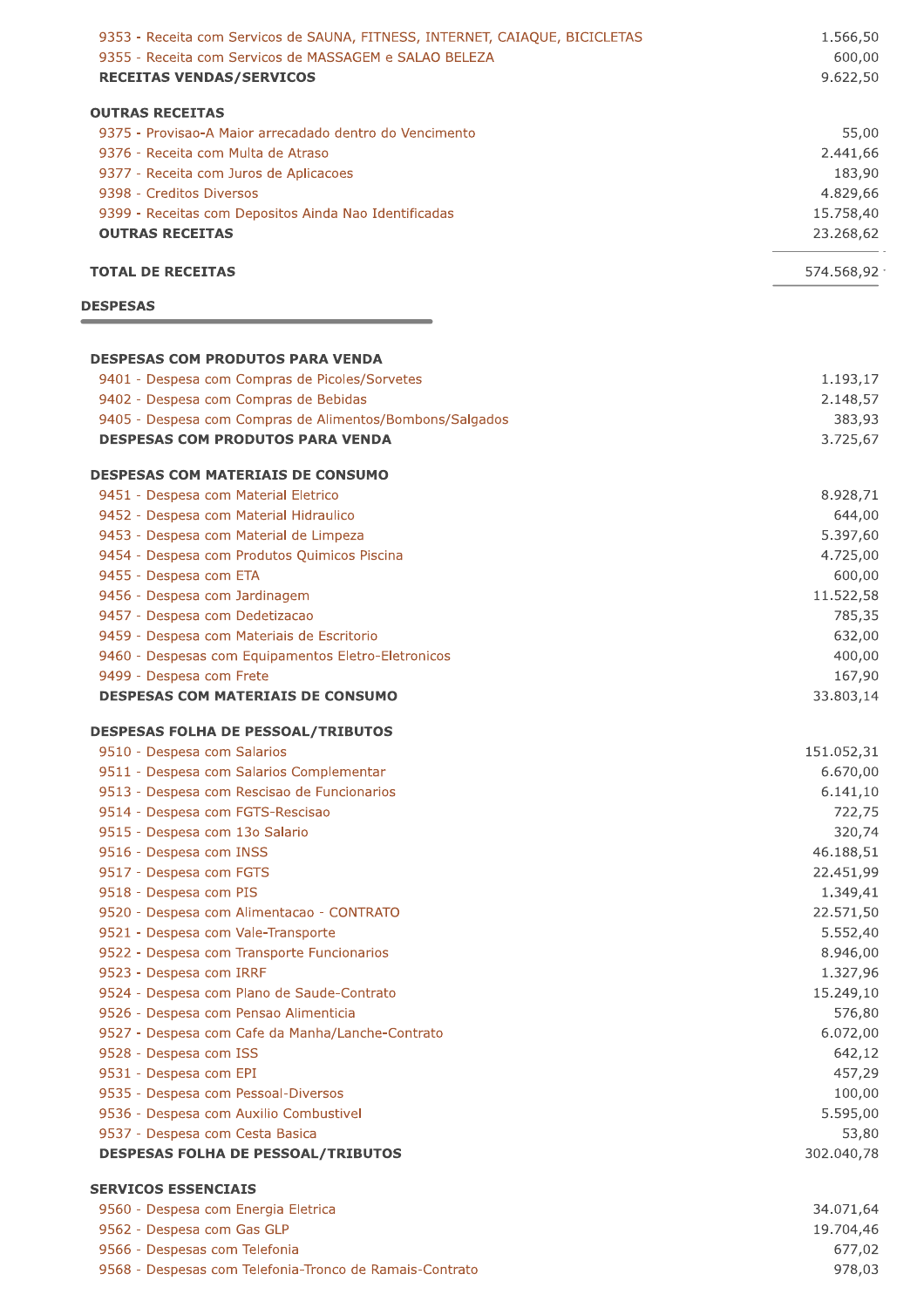| | |
|---|---:|
| 9353 - Receita com Servicos de SAUNA, FITNESS, INTERNET, CAIAQUE, BICICLETAS | 1.566,50 |
| 9355 - Receita com Servicos de MASSAGEM e SALAO BELEZA | 600,00 |
| **RECEITAS VENDAS/SERVICOS** | **9.622,50** |
| **OUTRAS RECEITAS** | |
| 9375 - Provisao-A Maior arrecadado dentro do Vencimento | 55,00 |
| 9376 - Receita com Multa de Atraso | 2.441,66 |
| 9377 - Receita com Juros de Aplicacoes | 183,90 |
| 9398 - Creditos Diversos | 4.829,66 |
| 9399 - Receitas com Depositos Ainda Nao Identificadas | 15.758,40 |
| **OUTRAS RECEITAS** | **23.268,62** |
| **TOTAL DE RECEITAS** | **574.568,92** |

## DESPESAS

| | |
|---|---:|
| **DESPESAS COM PRODUTOS PARA VENDA** | |
| 9401 - Despesa com Compras de Picoles/Sorvetes | 1.193,17 |
| 9402 - Despesa com Compras de Bebidas | 2.148,57 |
| 9405 - Despesa com Compras de Alimentos/Bombons/Salgados | 383,93 |
| **DESPESAS COM PRODUTOS PARA VENDA** | **3.725,67** |
| **DESPESAS COM MATERIAIS DE CONSUMO** | |
| 9451 - Despesa com Material Eletrico | 8.928,71 |
| 9452 - Despesa com Material Hidraulico | 644,00 |
| 9453 - Despesa com Material de Limpeza | 5.397,60 |
| 9454 - Despesa com Produtos Quimicos Piscina | 4.725,00 |
| 9455 - Despesa com ETA | 600,00 |
| 9456 - Despesa com Jardinagem | 11.522,58 |
| 9457 - Despesa com Dedetizacao | 785,35 |
| 9459 - Despesa com Materiais de Escritorio | 632,00 |
| 9460 - Despesas com Equipamentos Eletro-Eletronicos | 400,00 |
| 9499 - Despesa com Frete | 167,90 |
| **DESPESAS COM MATERIAIS DE CONSUMO** | **33.803,14** |
| **DESPESAS FOLHA DE PESSOAL/TRIBUTOS** | |
| 9510 - Despesa com Salarios | 151.052,31 |
| 9511 - Despesa com Salarios Complementar | 6.670,00 |
| 9513 - Despesa com Rescisao de Funcionarios | 6.141,10 |
| 9514 - Despesa com FGTS-Rescisao | 722,75 |
| 9515 - Despesa com 13o Salario | 320,74 |
| 9516 - Despesa com INSS | 46.188,51 |
| 9517 - Despesa com FGTS | 22.451,99 |
| 9518 - Despesa com PIS | 1.349,41 |
| 9520 - Despesa com Alimentacao - CONTRATO | 22.571,50 |
| 9521 - Despesa com Vale-Transporte | 5.552,40 |
| 9522 - Despesa com Transporte Funcionarios | 8.946,00 |
| 9523 - Despesa com IRRF | 1.327,96 |
| 9524 - Despesa com Plano de Saude-Contrato | 15.249,10 |
| 9526 - Despesa com Pensao Alimenticia | 576,80 |
| 9527 - Despesa com Cafe da Manha/Lanche-Contrato | 6.072,00 |
| 9528 - Despesa com ISS | 642,12 |
| 9531 - Despesa com EPI | 457,29 |
| 9535 - Despesa com Pessoal-Diversos | 100,00 |
| 9536 - Despesa com Auxilio Combustivel | 5.595,00 |
| 9537 - Despesa com Cesta Basica | 53,80 |
| **DESPESAS FOLHA DE PESSOAL/TRIBUTOS** | **302.040,78** |
| **SERVICOS ESSENCIAIS** | |
| 9560 - Despesa com Energia Eletrica | 34.071,64 |
| 9562 - Despesa com Gas GLP | 19.704,46 |
| 9566 - Despesas com Telefonia | 677,02 |
| 9568 - Despesas com Telefonia-Tronco de Ramais-Contrato | 978,03 |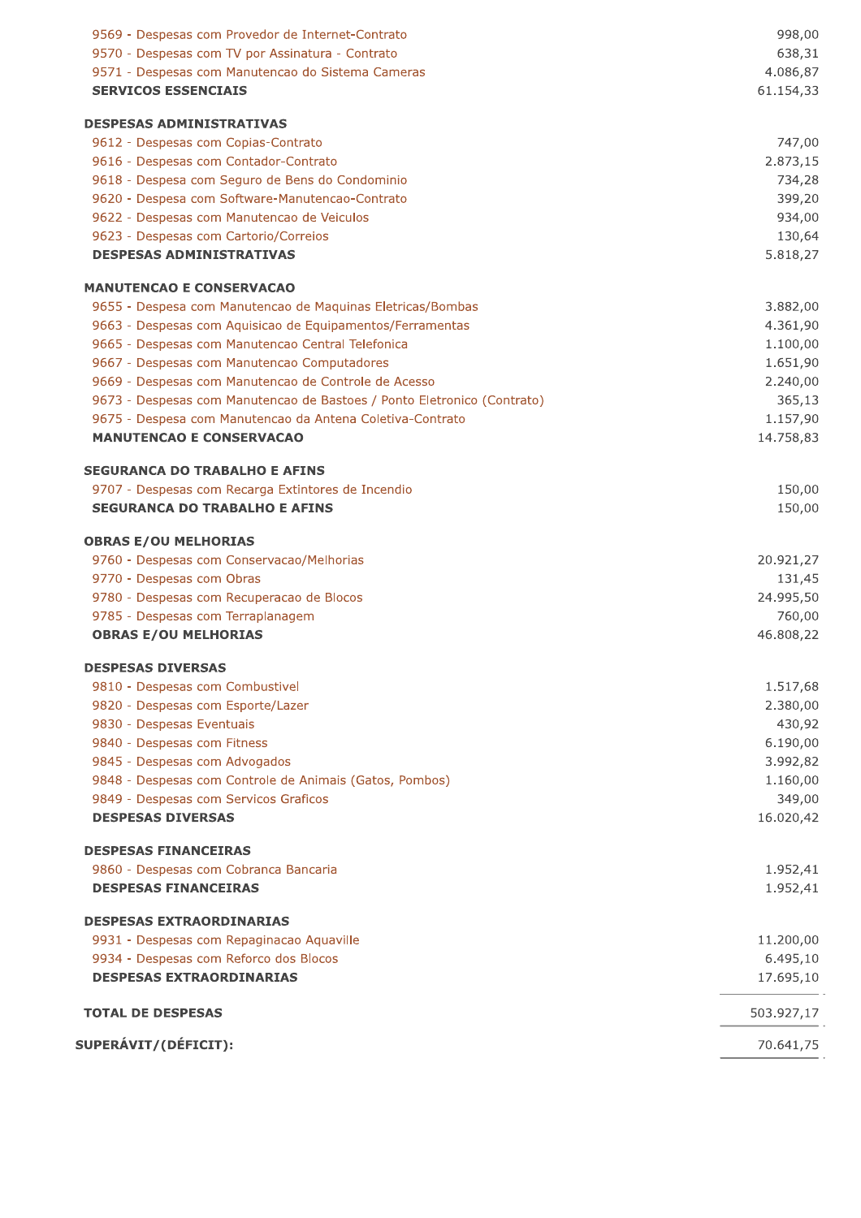| Descrição | Valor |
|---|---|
| 9569 - Despesas com Provedor de Internet-Contrato | 998,00 |
| 9570 - Despesas com TV por Assinatura - Contrato | 638,31 |
| 9571 - Despesas com Manutencao do Sistema Cameras | 4.086,87 |
| **SERVICOS ESSENCIAIS** | 61.154,33 |
| | |
| **DESPESAS ADMINISTRATIVAS** | |
| 9612 - Despesas com Copias-Contrato | 747,00 |
| 9616 - Despesas com Contador-Contrato | 2.873,15 |
| 9618 - Despesa com Seguro de Bens do Condominio | 734,28 |
| 9620 - Despesa com Software-Manutencao-Contrato | 399,20 |
| 9622 - Despesas com Manutencao de Veiculos | 934,00 |
| 9623 - Despesas com Cartorio/Correios | 130,64 |
| **DESPESAS ADMINISTRATIVAS** | 5.818,27 |
| | |
| **MANUTENCAO E CONSERVACAO** | |
| 9655 - Despesa com Manutencao de Maquinas Eletricas/Bombas | 3.882,00 |
| 9663 - Despesas com Aquisicao de Equipamentos/Ferramentas | 4.361,90 |
| 9665 - Despesas com Manutencao Central Telefonica | 1.100,00 |
| 9667 - Despesas com Manutencao Computadores | 1.651,90 |
| 9669 - Despesas com Manutencao de Controle de Acesso | 2.240,00 |
| 9673 - Despesas com Manutencao de Bastoes / Ponto Eletronico (Contrato) | 365,13 |
| 9675 - Despesa com Manutencao da Antena Coletiva-Contrato | 1.157,90 |
| **MANUTENCAO E CONSERVACAO** | 14.758,83 |
| | |
| **SEGURANCA DO TRABALHO E AFINS** | |
| 9707 - Despesas com Recarga Extintores de Incendio | 150,00 |
| **SEGURANCA DO TRABALHO E AFINS** | 150,00 |
| | |
| **OBRAS E/OU MELHORIAS** | |
| 9760 - Despesas com Conservacao/Melhorias | 20.921,27 |
| 9770 - Despesas com Obras | 131,45 |
| 9780 - Despesas com Recuperacao de Blocos | 24.995,50 |
| 9785 - Despesas com Terraplanagem | 760,00 |
| **OBRAS E/OU MELHORIAS** | 46.808,22 |
| | |
| **DESPESAS DIVERSAS** | |
| 9810 - Despesas com Combustivel | 1.517,68 |
| 9820 - Despesas com Esporte/Lazer | 2.380,00 |
| 9830 - Despesas Eventuais | 430,92 |
| 9840 - Despesas com Fitness | 6.190,00 |
| 9845 - Despesas com Advogados | 3.992,82 |
| 9848 - Despesas com Controle de Animais (Gatos, Pombos) | 1.160,00 |
| 9849 - Despesas com Servicos Graficos | 349,00 |
| **DESPESAS DIVERSAS** | 16.020,42 |
| | |
| **DESPESAS FINANCEIRAS** | |
| 9860 - Despesas com Cobranca Bancaria | 1.952,41 |
| **DESPESAS FINANCEIRAS** | 1.952,41 |
| | |
| **DESPESAS EXTRAORDINARIAS** | |
| 9931 - Despesas com Repaginacao Aquaville | 11.200,00 |
| 9934 - Despesas com Reforco dos Blocos | 6.495,10 |
| **DESPESAS EXTRAORDINARIAS** | 17.695,10 |
| | |
| **TOTAL DE DESPESAS** | 503.927,17 |
| | |
| **SUPERÁVIT/(DÉFICIT):** | 70.641,75 |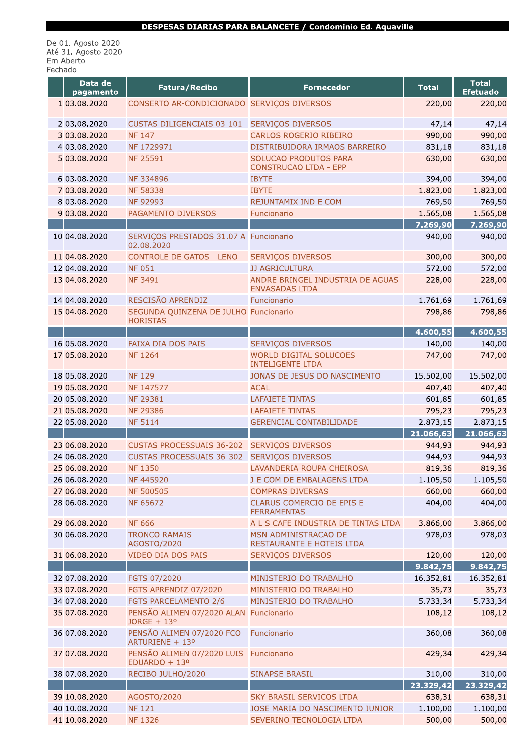**DESPESAS DIARIAS PARA BALANCETE / Condominio Ed. Aquaville**

De 01. Agosto 2020
Até 31. Agosto 2020
Em Aberto
Fechado

| | Data de pagamento | Fatura/Recibo | Fornecedor | Total | Total Efetuado |
|---|---|---|---|---|---|
| 1 | 03.08.2020 | CONSERTO AR-CONDICIONADO | SERVIÇOS DIVERSOS | 220,00 | 220,00 |
| 2 | 03.08.2020 | CUSTAS DILIGENCIAIS 03-101 | SERVIÇOS DIVERSOS | 47,14 | 47,14 |
| 3 | 03.08.2020 | NF 147 | CARLOS ROGERIO RIBEIRO | 990,00 | 990,00 |
| 4 | 03.08.2020 | NF 1729971 | DISTRIBUIDORA IRMAOS BARREIRO | 831,18 | 831,18 |
| 5 | 03.08.2020 | NF 25591 | SOLUCAO PRODUTOS PARA CONSTRUCAO LTDA - EPP | 630,00 | 630,00 |
| 6 | 03.08.2020 | NF 334896 | IBYTE | 394,00 | 394,00 |
| 7 | 03.08.2020 | NF 58338 | IBYTE | 1.823,00 | 1.823,00 |
| 8 | 03.08.2020 | NF 92993 | REJUNTAMIX IND E COM | 769,50 | 769,50 |
| 9 | 03.08.2020 | PAGAMENTO DIVERSOS | Funcionario | 1.565,08 | 1.565,08 |
| | | | | **7.269,90** | **7.269,90** |
| 10 | 04.08.2020 | SERVIÇOS PRESTADOS 31.07 A 02.08.2020 | Funcionario | 940,00 | 940,00 |
| 11 | 04.08.2020 | CONTROLE DE GATOS - LENO | SERVIÇOS DIVERSOS | 300,00 | 300,00 |
| 12 | 04.08.2020 | NF 051 | JJ AGRICULTURA | 572,00 | 572,00 |
| 13 | 04.08.2020 | NF 3491 | ANDRE BRINGEL INDUSTRIA DE AGUAS ENVASADAS LTDA | 228,00 | 228,00 |
| 14 | 04.08.2020 | RESCISÃO APRENDIZ | Funcionario | 1.761,69 | 1.761,69 |
| 15 | 04.08.2020 | SEGUNDA QUINZENA DE JULHO HORISTAS | Funcionario | 798,86 | 798,86 |
| | | | | **4.600,55** | **4.600,55** |
| 16 | 05.08.2020 | FAIXA DIA DOS PAIS | SERVIÇOS DIVERSOS | 140,00 | 140,00 |
| 17 | 05.08.2020 | NF 1264 | WORLD DIGITAL SOLUCOES INTELIGENTE LTDA | 747,00 | 747,00 |
| 18 | 05.08.2020 | NF 129 | JONAS DE JESUS DO NASCIMENTO | 15.502,00 | 15.502,00 |
| 19 | 05.08.2020 | NF 147577 | ACAL | 407,40 | 407,40 |
| 20 | 05.08.2020 | NF 29381 | LAFAIETE TINTAS | 601,85 | 601,85 |
| 21 | 05.08.2020 | NF 29386 | LAFAIETE TINTAS | 795,23 | 795,23 |
| 22 | 05.08.2020 | NF 5114 | GERENCIAL CONTABILIDADE | 2.873,15 | 2.873,15 |
| | | | | **21.066,63** | **21.066,63** |
| 23 | 06.08.2020 | CUSTAS PROCESSUAIS 36-202 | SERVIÇOS DIVERSOS | 944,93 | 944,93 |
| 24 | 06.08.2020 | CUSTAS PROCESSUAIS 36-302 | SERVIÇOS DIVERSOS | 944,93 | 944,93 |
| 25 | 06.08.2020 | NF 1350 | LAVANDERIA ROUPA CHEIROSA | 819,36 | 819,36 |
| 26 | 06.08.2020 | NF 445920 | J E COM DE EMBALAGENS LTDA | 1.105,50 | 1.105,50 |
| 27 | 06.08.2020 | NF 500505 | COMPRAS DIVERSAS | 660,00 | 660,00 |
| 28 | 06.08.2020 | NF 65672 | CLARUS COMERCIO DE EPIS E FERRAMENTAS | 404,00 | 404,00 |
| 29 | 06.08.2020 | NF 666 | A L S CAFE INDUSTRIA DE TINTAS LTDA | 3.866,00 | 3.866,00 |
| 30 | 06.08.2020 | TRONCO RAMAIS AGOSTO/2020 | MSN ADMINISTRACAO DE RESTAURANTE E HOTEIS LTDA | 978,03 | 978,03 |
| 31 | 06.08.2020 | VIDEO DIA DOS PAIS | SERVIÇOS DIVERSOS | 120,00 | 120,00 |
| | | | | **9.842,75** | **9.842,75** |
| 32 | 07.08.2020 | FGTS 07/2020 | MINISTERIO DO TRABALHO | 16.352,81 | 16.352,81 |
| 33 | 07.08.2020 | FGTS APRENDIZ 07/2020 | MINISTERIO DO TRABALHO | 35,73 | 35,73 |
| 34 | 07.08.2020 | FGTS PARCELAMENTO 2/6 | MINISTERIO DO TRABALHO | 5.733,34 | 5.733,34 |
| 35 | 07.08.2020 | PENSÃO ALIMEN 07/2020 ALAN JORGE + 13º | Funcionario | 108,12 | 108,12 |
| 36 | 07.08.2020 | PENSÃO ALIMEN 07/2020 FCO ARTURIENE + 13º | Funcionario | 360,08 | 360,08 |
| 37 | 07.08.2020 | PENSÃO ALIMEN 07/2020 LUIS EDUARDO + 13º | Funcionario | 429,34 | 429,34 |
| 38 | 07.08.2020 | RECIBO JULHO/2020 | SINAPSE BRASIL | 310,00 | 310,00 |
| | | | | **23.329,42** | **23.329,42** |
| 39 | 10.08.2020 | AGOSTO/2020 | SKY BRASIL SERVICOS LTDA | 638,31 | 638,31 |
| 40 | 10.08.2020 | NF 121 | JOSE MARIA DO NASCIMENTO JUNIOR | 1.100,00 | 1.100,00 |
| 41 | 10.08.2020 | NF 1326 | SEVERINO TECNOLOGIA LTDA | 500,00 | 500,00 |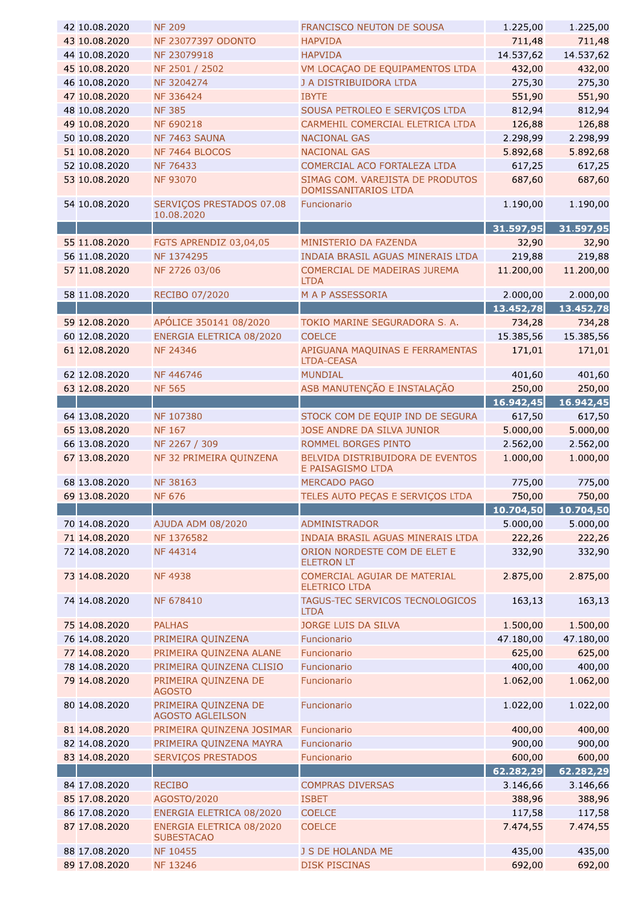| | | | | | |
|---|---|---|---|---|---|
| 42 | 10.08.2020 | NF 209 | FRANCISCO NEUTON DE SOUSA | 1.225,00 | 1.225,00 |
| 43 | 10.08.2020 | NF 23077397 ODONTO | HAPVIDA | 711,48 | 711,48 |
| 44 | 10.08.2020 | NF 23079918 | HAPVIDA | 14.537,62 | 14.537,62 |
| 45 | 10.08.2020 | NF 2501 / 2502 | VM LOCAÇAO DE EQUIPAMENTOS LTDA | 432,00 | 432,00 |
| 46 | 10.08.2020 | NF 3204274 | J A DISTRIBUIDORA LTDA | 275,30 | 275,30 |
| 47 | 10.08.2020 | NF 336424 | IBYTE | 551,90 | 551,90 |
| 48 | 10.08.2020 | NF 385 | SOUSA PETROLEO E SERVIÇOS LTDA | 812,94 | 812,94 |
| 49 | 10.08.2020 | NF 690218 | CARMEHIL COMERCIAL ELETRICA LTDA | 126,88 | 126,88 |
| 50 | 10.08.2020 | NF 7463 SAUNA | NACIONAL GAS | 2.298,99 | 2.298,99 |
| 51 | 10.08.2020 | NF 7464 BLOCOS | NACIONAL GAS | 5.892,68 | 5.892,68 |
| 52 | 10.08.2020 | NF 76433 | COMERCIAL ACO FORTALEZA LTDA | 617,25 | 617,25 |
| 53 | 10.08.2020 | NF 93070 | SIMAG COM. VAREJISTA DE PRODUTOS DOMISSANITARIOS LTDA | 687,60 | 687,60 |
| 54 | 10.08.2020 | SERVIÇOS PRESTADOS 07.08 10.08.2020 | Funcionario | 1.190,00 | 1.190,00 |
| | | | | **31.597,95** | **31.597,95** |
| 55 | 11.08.2020 | FGTS APRENDIZ 03,04,05 | MINISTERIO DA FAZENDA | 32,90 | 32,90 |
| 56 | 11.08.2020 | NF 1374295 | INDAIA BRASIL AGUAS MINERAIS LTDA | 219,88 | 219,88 |
| 57 | 11.08.2020 | NF 2726 03/06 | COMERCIAL DE MADEIRAS JUREMA LTDA | 11.200,00 | 11.200,00 |
| 58 | 11.08.2020 | RECIBO 07/2020 | M A P ASSESSORIA | 2.000,00 | 2.000,00 |
| | | | | **13.452,78** | **13.452,78** |
| 59 | 12.08.2020 | APÓLICE 350141 08/2020 | TOKIO MARINE SEGURADORA S. A. | 734,28 | 734,28 |
| 60 | 12.08.2020 | ENERGIA ELETRICA 08/2020 | COELCE | 15.385,56 | 15.385,56 |
| 61 | 12.08.2020 | NF 24346 | APIGUANA MAQUINAS E FERRAMENTAS LTDA-CEASA | 171,01 | 171,01 |
| 62 | 12.08.2020 | NF 446746 | MUNDIAL | 401,60 | 401,60 |
| 63 | 12.08.2020 | NF 565 | ASB MANUTENÇÃO E INSTALAÇÃO | 250,00 | 250,00 |
| | | | | **16.942,45** | **16.942,45** |
| 64 | 13.08.2020 | NF 107380 | STOCK COM DE EQUIP IND DE SEGURA | 617,50 | 617,50 |
| 65 | 13.08.2020 | NF 167 | JOSE ANDRE DA SILVA JUNIOR | 5.000,00 | 5.000,00 |
| 66 | 13.08.2020 | NF 2267 / 309 | ROMMEL BORGES PINTO | 2.562,00 | 2.562,00 |
| 67 | 13.08.2020 | NF 32 PRIMEIRA QUINZENA | BELVIDA DISTRIBUIDORA DE EVENTOS E PAISAGISMO LTDA | 1.000,00 | 1.000,00 |
| 68 | 13.08.2020 | NF 38163 | MERCADO PAGO | 775,00 | 775,00 |
| 69 | 13.08.2020 | NF 676 | TELES AUTO PEÇAS E SERVIÇOS LTDA | 750,00 | 750,00 |
| | | | | **10.704,50** | **10.704,50** |
| 70 | 14.08.2020 | AJUDA ADM 08/2020 | ADMINISTRADOR | 5.000,00 | 5.000,00 |
| 71 | 14.08.2020 | NF 1376582 | INDAIA BRASIL AGUAS MINERAIS LTDA | 222,26 | 222,26 |
| 72 | 14.08.2020 | NF 44314 | ORION NORDESTE COM DE ELET E ELETRON LT | 332,90 | 332,90 |
| 73 | 14.08.2020 | NF 4938 | COMERCIAL AGUIAR DE MATERIAL ELETRICO LTDA | 2.875,00 | 2.875,00 |
| 74 | 14.08.2020 | NF 678410 | TAGUS-TEC SERVICOS TECNOLOGICOS LTDA | 163,13 | 163,13 |
| 75 | 14.08.2020 | PALHAS | JORGE LUIS DA SILVA | 1.500,00 | 1.500,00 |
| 76 | 14.08.2020 | PRIMEIRA QUINZENA | Funcionario | 47.180,00 | 47.180,00 |
| 77 | 14.08.2020 | PRIMEIRA QUINZENA ALANE | Funcionario | 625,00 | 625,00 |
| 78 | 14.08.2020 | PRIMEIRA QUINZENA CLISIO | Funcionario | 400,00 | 400,00 |
| 79 | 14.08.2020 | PRIMEIRA QUINZENA DE AGOSTO | Funcionario | 1.062,00 | 1.062,00 |
| 80 | 14.08.2020 | PRIMEIRA QUINZENA DE AGOSTO AGLEILSON | Funcionario | 1.022,00 | 1.022,00 |
| 81 | 14.08.2020 | PRIMEIRA QUINZENA JOSIMAR | Funcionario | 400,00 | 400,00 |
| 82 | 14.08.2020 | PRIMEIRA QUINZENA MAYRA | Funcionario | 900,00 | 900,00 |
| 83 | 14.08.2020 | SERVIÇOS PRESTADOS | Funcionario | 600,00 | 600,00 |
| | | | | **62.282,29** | **62.282,29** |
| 84 | 17.08.2020 | RECIBO | COMPRAS DIVERSAS | 3.146,66 | 3.146,66 |
| 85 | 17.08.2020 | AGOSTO/2020 | ISBET | 388,96 | 388,96 |
| 86 | 17.08.2020 | ENERGIA ELETRICA 08/2020 | COELCE | 117,58 | 117,58 |
| 87 | 17.08.2020 | ENERGIA ELETRICA 08/2020 SUBESTACAO | COELCE | 7.474,55 | 7.474,55 |
| 88 | 17.08.2020 | NF 10455 | J S DE HOLANDA ME | 435,00 | 435,00 |
| 89 | 17.08.2020 | NF 13246 | DISK PISCINAS | 692,00 | 692,00 |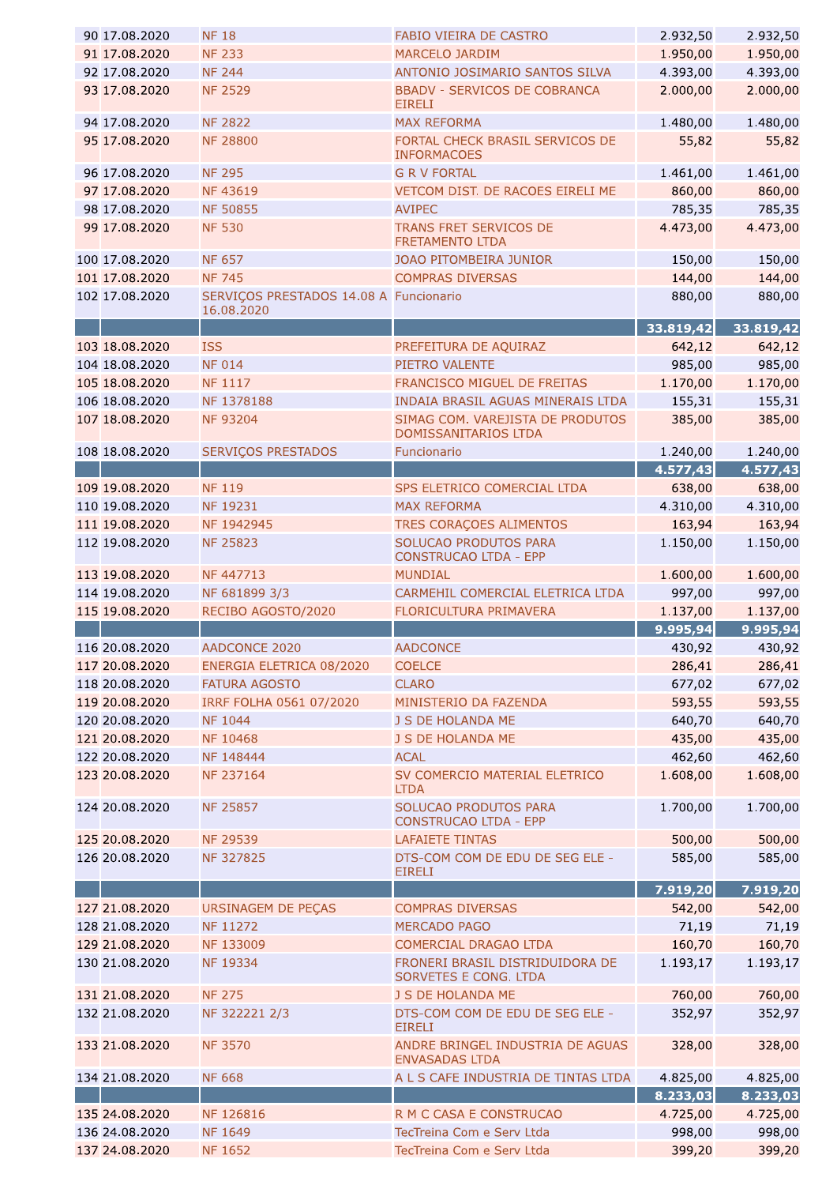| | | | | | |
|---|---|---|---|---|---|
| 90 | 17.08.2020 | NF 18 | FABIO VIEIRA DE CASTRO | 2.932,50 | 2.932,50 |
| 91 | 17.08.2020 | NF 233 | MARCELO JARDIM | 1.950,00 | 1.950,00 |
| 92 | 17.08.2020 | NF 244 | ANTONIO JOSIMARIO SANTOS SILVA | 4.393,00 | 4.393,00 |
| 93 | 17.08.2020 | NF 2529 | BBADV - SERVICOS DE COBRANCA EIRELI | 2.000,00 | 2.000,00 |
| 94 | 17.08.2020 | NF 2822 | MAX REFORMA | 1.480,00 | 1.480,00 |
| 95 | 17.08.2020 | NF 28800 | FORTAL CHECK BRASIL SERVICOS DE INFORMACOES | 55,82 | 55,82 |
| 96 | 17.08.2020 | NF 295 | G R V FORTAL | 1.461,00 | 1.461,00 |
| 97 | 17.08.2020 | NF 43619 | VETCOM DIST. DE RACOES EIRELI ME | 860,00 | 860,00 |
| 98 | 17.08.2020 | NF 50855 | AVIPEC | 785,35 | 785,35 |
| 99 | 17.08.2020 | NF 530 | TRANS FRET SERVICOS DE FRETAMENTO LTDA | 4.473,00 | 4.473,00 |
| 100 | 17.08.2020 | NF 657 | JOAO PITOMBEIRA JUNIOR | 150,00 | 150,00 |
| 101 | 17.08.2020 | NF 745 | COMPRAS DIVERSAS | 144,00 | 144,00 |
| 102 | 17.08.2020 | SERVIÇOS PRESTADOS 14.08 A 16.08.2020 | Funcionario | 880,00 | 880,00 |
| | | | | **33.819,42** | **33.819,42** |
| 103 | 18.08.2020 | ISS | PREFEITURA DE AQUIRAZ | 642,12 | 642,12 |
| 104 | 18.08.2020 | NF 014 | PIETRO VALENTE | 985,00 | 985,00 |
| 105 | 18.08.2020 | NF 1117 | FRANCISCO MIGUEL DE FREITAS | 1.170,00 | 1.170,00 |
| 106 | 18.08.2020 | NF 1378188 | INDAIA BRASIL AGUAS MINERAIS LTDA | 155,31 | 155,31 |
| 107 | 18.08.2020 | NF 93204 | SIMAG COM. VAREJISTA DE PRODUTOS DOMISSANITARIOS LTDA | 385,00 | 385,00 |
| 108 | 18.08.2020 | SERVIÇOS PRESTADOS | Funcionario | 1.240,00 | 1.240,00 |
| | | | | **4.577,43** | **4.577,43** |
| 109 | 19.08.2020 | NF 119 | SPS ELETRICO COMERCIAL LTDA | 638,00 | 638,00 |
| 110 | 19.08.2020 | NF 19231 | MAX REFORMA | 4.310,00 | 4.310,00 |
| 111 | 19.08.2020 | NF 1942945 | TRES CORAÇOES ALIMENTOS | 163,94 | 163,94 |
| 112 | 19.08.2020 | NF 25823 | SOLUCAO PRODUTOS PARA CONSTRUCAO LTDA - EPP | 1.150,00 | 1.150,00 |
| 113 | 19.08.2020 | NF 447713 | MUNDIAL | 1.600,00 | 1.600,00 |
| 114 | 19.08.2020 | NF 681899 3/3 | CARMEHIL COMERCIAL ELETRICA LTDA | 997,00 | 997,00 |
| 115 | 19.08.2020 | RECIBO AGOSTO/2020 | FLORICULTURA PRIMAVERA | 1.137,00 | 1.137,00 |
| | | | | **9.995,94** | **9.995,94** |
| 116 | 20.08.2020 | AADCONCE 2020 | AADCONCE | 430,92 | 430,92 |
| 117 | 20.08.2020 | ENERGIA ELETRICA 08/2020 | COELCE | 286,41 | 286,41 |
| 118 | 20.08.2020 | FATURA AGOSTO | CLARO | 677,02 | 677,02 |
| 119 | 20.08.2020 | IRRF FOLHA 0561 07/2020 | MINISTERIO DA FAZENDA | 593,55 | 593,55 |
| 120 | 20.08.2020 | NF 1044 | J S DE HOLANDA ME | 640,70 | 640,70 |
| 121 | 20.08.2020 | NF 10468 | J S DE HOLANDA ME | 435,00 | 435,00 |
| 122 | 20.08.2020 | NF 148444 | ACAL | 462,60 | 462,60 |
| 123 | 20.08.2020 | NF 237164 | SV COMERCIO MATERIAL ELETRICO LTDA | 1.608,00 | 1.608,00 |
| 124 | 20.08.2020 | NF 25857 | SOLUCAO PRODUTOS PARA CONSTRUCAO LTDA - EPP | 1.700,00 | 1.700,00 |
| 125 | 20.08.2020 | NF 29539 | LAFAIETE TINTAS | 500,00 | 500,00 |
| 126 | 20.08.2020 | NF 327825 | DTS-COM COM DE EDU DE SEG ELE - EIRELI | 585,00 | 585,00 |
| | | | | **7.919,20** | **7.919,20** |
| 127 | 21.08.2020 | URSINAGEM DE PEÇAS | COMPRAS DIVERSAS | 542,00 | 542,00 |
| 128 | 21.08.2020 | NF 11272 | MERCADO PAGO | 71,19 | 71,19 |
| 129 | 21.08.2020 | NF 133009 | COMERCIAL DRAGAO LTDA | 160,70 | 160,70 |
| 130 | 21.08.2020 | NF 19334 | FRONERI BRASIL DISTRIDUIDORA DE SORVETES E CONG. LTDA | 1.193,17 | 1.193,17 |
| 131 | 21.08.2020 | NF 275 | J S DE HOLANDA ME | 760,00 | 760,00 |
| 132 | 21.08.2020 | NF 322221 2/3 | DTS-COM COM DE EDU DE SEG ELE - EIRELI | 352,97 | 352,97 |
| 133 | 21.08.2020 | NF 3570 | ANDRE BRINGEL INDUSTRIA DE AGUAS ENVASADAS LTDA | 328,00 | 328,00 |
| 134 | 21.08.2020 | NF 668 | A L S CAFE INDUSTRIA DE TINTAS LTDA | 4.825,00 | 4.825,00 |
| | | | | **8.233,03** | **8.233,03** |
| 135 | 24.08.2020 | NF 126816 | R M C CASA E CONSTRUCAO | 4.725,00 | 4.725,00 |
| 136 | 24.08.2020 | NF 1649 | TecTreina Com e Serv Ltda | 998,00 | 998,00 |
| 137 | 24.08.2020 | NF 1652 | TecTreina Com e Serv Ltda | 399,20 | 399,20 |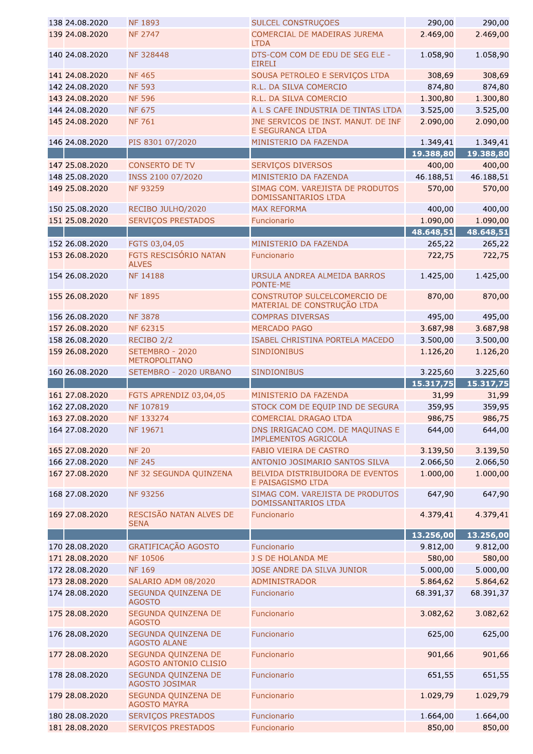| | | | | | |
|---|---|---|---|---|---|
| 138 | 24.08.2020 | NF 1893 | SULCEL CONSTRUÇOES | 290,00 | 290,00 |
| 139 | 24.08.2020 | NF 2747 | COMERCIAL DE MADEIRAS JUREMA LTDA | 2.469,00 | 2.469,00 |
| 140 | 24.08.2020 | NF 328448 | DTS-COM COM DE EDU DE SEG ELE - EIRELI | 1.058,90 | 1.058,90 |
| 141 | 24.08.2020 | NF 465 | SOUSA PETROLEO E SERVIÇOS LTDA | 308,69 | 308,69 |
| 142 | 24.08.2020 | NF 593 | R.L. DA SILVA COMERCIO | 874,80 | 874,80 |
| 143 | 24.08.2020 | NF 596 | R.L. DA SILVA COMERCIO | 1.300,80 | 1.300,80 |
| 144 | 24.08.2020 | NF 675 | A L S CAFE INDUSTRIA DE TINTAS LTDA | 3.525,00 | 3.525,00 |
| 145 | 24.08.2020 | NF 761 | JNE SERVICOS DE INST. MANUT. DE INF E SEGURANCA LTDA | 2.090,00 | 2.090,00 |
| 146 | 24.08.2020 | PIS 8301 07/2020 | MINISTERIO DA FAZENDA | 1.349,41 | 1.349,41 |
| | | | | **19.388,80** | **19.388,80** |
| 147 | 25.08.2020 | CONSERTO DE TV | SERVIÇOS DIVERSOS | 400,00 | 400,00 |
| 148 | 25.08.2020 | INSS 2100 07/2020 | MINISTERIO DA FAZENDA | 46.188,51 | 46.188,51 |
| 149 | 25.08.2020 | NF 93259 | SIMAG COM. VAREJISTA DE PRODUTOS DOMISSANITARIOS LTDA | 570,00 | 570,00 |
| 150 | 25.08.2020 | RECIBO JULHO/2020 | MAX REFORMA | 400,00 | 400,00 |
| 151 | 25.08.2020 | SERVIÇOS PRESTADOS | Funcionario | 1.090,00 | 1.090,00 |
| | | | | **48.648,51** | **48.648,51** |
| 152 | 26.08.2020 | FGTS 03,04,05 | MINISTERIO DA FAZENDA | 265,22 | 265,22 |
| 153 | 26.08.2020 | FGTS RESCISÓRIO NATAN ALVES | Funcionario | 722,75 | 722,75 |
| 154 | 26.08.2020 | NF 14188 | URSULA ANDREA ALMEIDA BARROS PONTE-ME | 1.425,00 | 1.425,00 |
| 155 | 26.08.2020 | NF 1895 | CONSTRUTOP SULCELCOMERCIO DE MATERIAL DE CONSTRUÇÃO LTDA | 870,00 | 870,00 |
| 156 | 26.08.2020 | NF 3878 | COMPRAS DIVERSAS | 495,00 | 495,00 |
| 157 | 26.08.2020 | NF 62315 | MERCADO PAGO | 3.687,98 | 3.687,98 |
| 158 | 26.08.2020 | RECIBO 2/2 | ISABEL CHRISTINA PORTELA MACEDO | 3.500,00 | 3.500,00 |
| 159 | 26.08.2020 | SETEMBRO - 2020 METROPOLITANO | SINDIONIBUS | 1.126,20 | 1.126,20 |
| 160 | 26.08.2020 | SETEMBRO - 2020 URBANO | SINDIONIBUS | 3.225,60 | 3.225,60 |
| | | | | **15.317,75** | **15.317,75** |
| 161 | 27.08.2020 | FGTS APRENDIZ 03,04,05 | MINISTERIO DA FAZENDA | 31,99 | 31,99 |
| 162 | 27.08.2020 | NF 107819 | STOCK COM DE EQUIP IND DE SEGURA | 359,95 | 359,95 |
| 163 | 27.08.2020 | NF 133274 | COMERCIAL DRAGAO LTDA | 986,75 | 986,75 |
| 164 | 27.08.2020 | NF 19671 | DNS IRRIGACAO COM. DE MAQUINAS E IMPLEMENTOS AGRICOLA | 644,00 | 644,00 |
| 165 | 27.08.2020 | NF 20 | FABIO VIEIRA DE CASTRO | 3.139,50 | 3.139,50 |
| 166 | 27.08.2020 | NF 245 | ANTONIO JOSIMARIO SANTOS SILVA | 2.066,50 | 2.066,50 |
| 167 | 27.08.2020 | NF 32 SEGUNDA QUINZENA | BELVIDA DISTRIBUIDORA DE EVENTOS E PAISAGISMO LTDA | 1.000,00 | 1.000,00 |
| 168 | 27.08.2020 | NF 93256 | SIMAG COM. VAREJISTA DE PRODUTOS DOMISSANITARIOS LTDA | 647,90 | 647,90 |
| 169 | 27.08.2020 | RESCISÃO NATAN ALVES DE SENA | Funcionario | 4.379,41 | 4.379,41 |
| | | | | **13.256,00** | **13.256,00** |
| 170 | 28.08.2020 | GRATIFICAÇÃO AGOSTO | Funcionario | 9.812,00 | 9.812,00 |
| 171 | 28.08.2020 | NF 10506 | J S DE HOLANDA ME | 580,00 | 580,00 |
| 172 | 28.08.2020 | NF 169 | JOSE ANDRE DA SILVA JUNIOR | 5.000,00 | 5.000,00 |
| 173 | 28.08.2020 | SALARIO ADM 08/2020 | ADMINISTRADOR | 5.864,62 | 5.864,62 |
| 174 | 28.08.2020 | SEGUNDA QUINZENA DE AGOSTO | Funcionario | 68.391,37 | 68.391,37 |
| 175 | 28.08.2020 | SEGUNDA QUINZENA DE AGOSTO | Funcionario | 3.082,62 | 3.082,62 |
| 176 | 28.08.2020 | SEGUNDA QUINZENA DE AGOSTO ALANE | Funcionario | 625,00 | 625,00 |
| 177 | 28.08.2020 | SEGUNDA QUINZENA DE AGOSTO ANTONIO CLISIO | Funcionario | 901,66 | 901,66 |
| 178 | 28.08.2020 | SEGUNDA QUINZENA DE AGOSTO JOSIMAR | Funcionario | 651,55 | 651,55 |
| 179 | 28.08.2020 | SEGUNDA QUINZENA DE AGOSTO MAYRA | Funcionario | 1.029,79 | 1.029,79 |
| 180 | 28.08.2020 | SERVIÇOS PRESTADOS | Funcionario | 1.664,00 | 1.664,00 |
| 181 | 28.08.2020 | SERVIÇOS PRESTADOS | Funcionario | 850,00 | 850,00 |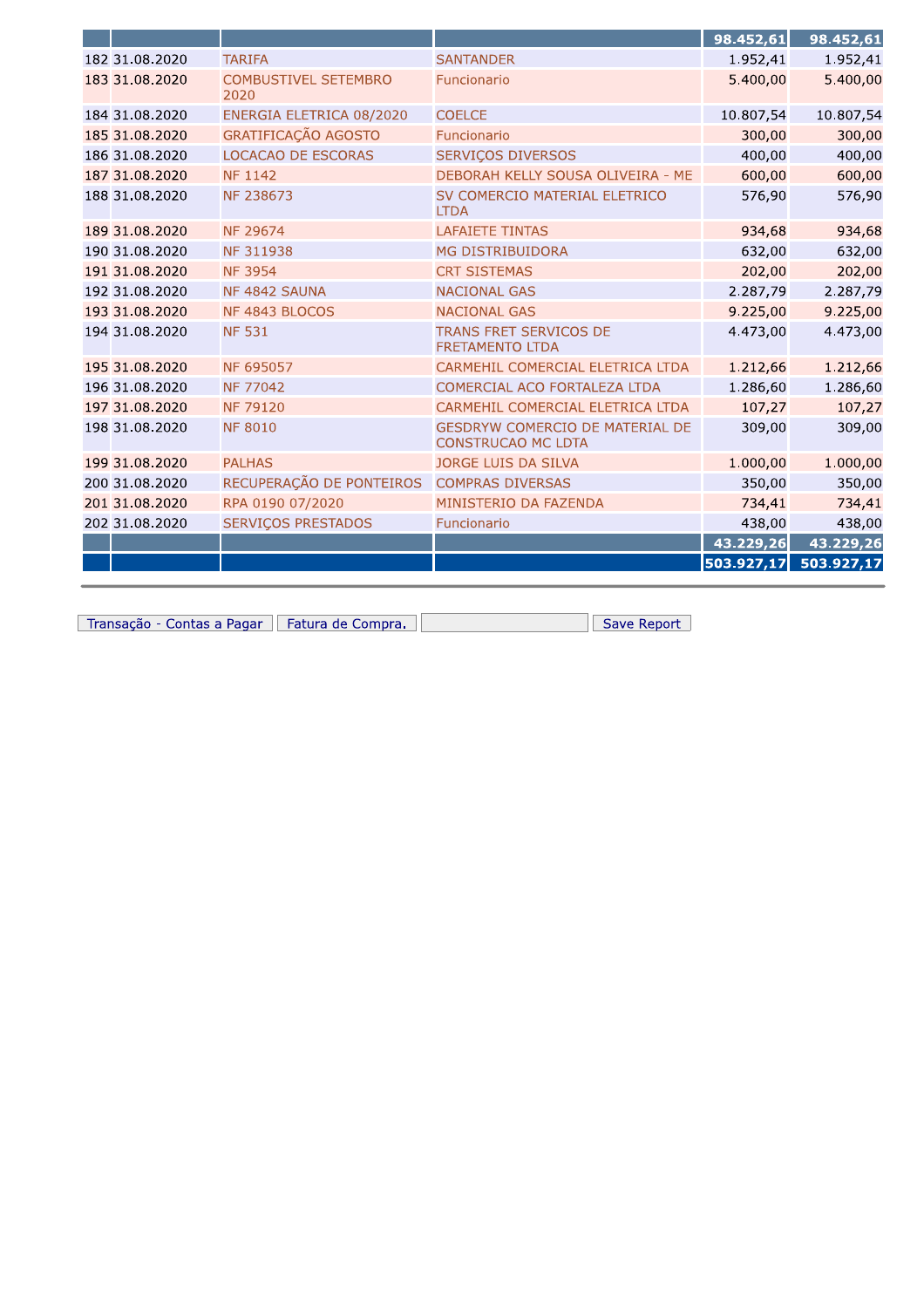| | | | | | |
|---|---|---|---|---|---|
| | | | | **98.452,61** | **98.452,61** |
| 182 | 31.08.2020 | TARIFA | SANTANDER | 1.952,41 | 1.952,41 |
| 183 | 31.08.2020 | COMBUSTIVEL SETEMBRO 2020 | Funcionario | 5.400,00 | 5.400,00 |
| 184 | 31.08.2020 | ENERGIA ELETRICA 08/2020 | COELCE | 10.807,54 | 10.807,54 |
| 185 | 31.08.2020 | GRATIFICAÇÃO AGOSTO | Funcionario | 300,00 | 300,00 |
| 186 | 31.08.2020 | LOCACAO DE ESCORAS | SERVIÇOS DIVERSOS | 400,00 | 400,00 |
| 187 | 31.08.2020 | NF 1142 | DEBORAH KELLY SOUSA OLIVEIRA - ME | 600,00 | 600,00 |
| 188 | 31.08.2020 | NF 238673 | SV COMERCIO MATERIAL ELETRICO LTDA | 576,90 | 576,90 |
| 189 | 31.08.2020 | NF 29674 | LAFAIETE TINTAS | 934,68 | 934,68 |
| 190 | 31.08.2020 | NF 311938 | MG DISTRIBUIDORA | 632,00 | 632,00 |
| 191 | 31.08.2020 | NF 3954 | CRT SISTEMAS | 202,00 | 202,00 |
| 192 | 31.08.2020 | NF 4842 SAUNA | NACIONAL GAS | 2.287,79 | 2.287,79 |
| 193 | 31.08.2020 | NF 4843 BLOCOS | NACIONAL GAS | 9.225,00 | 9.225,00 |
| 194 | 31.08.2020 | NF 531 | TRANS FRET SERVICOS DE FRETAMENTO LTDA | 4.473,00 | 4.473,00 |
| 195 | 31.08.2020 | NF 695057 | CARMEHIL COMERCIAL ELETRICA LTDA | 1.212,66 | 1.212,66 |
| 196 | 31.08.2020 | NF 77042 | COMERCIAL ACO FORTALEZA LTDA | 1.286,60 | 1.286,60 |
| 197 | 31.08.2020 | NF 79120 | CARMEHIL COMERCIAL ELETRICA LTDA | 107,27 | 107,27 |
| 198 | 31.08.2020 | NF 8010 | GESDRYW COMERCIO DE MATERIAL DE CONSTRUCAO MC LDTA | 309,00 | 309,00 |
| 199 | 31.08.2020 | PALHAS | JORGE LUIS DA SILVA | 1.000,00 | 1.000,00 |
| 200 | 31.08.2020 | RECUPERAÇÃO DE PONTEIROS | COMPRAS DIVERSAS | 350,00 | 350,00 |
| 201 | 31.08.2020 | RPA 0190 07/2020 | MINISTERIO DA FAZENDA | 734,41 | 734,41 |
| 202 | 31.08.2020 | SERVIÇOS PRESTADOS | Funcionario | 438,00 | 438,00 |
| | | | | **43.229,26** | **43.229,26** |
| | | | | **503.927,17** | **503.927,17** |

Transação - Contas a Pagar | Fatura de Compra. | Save Report